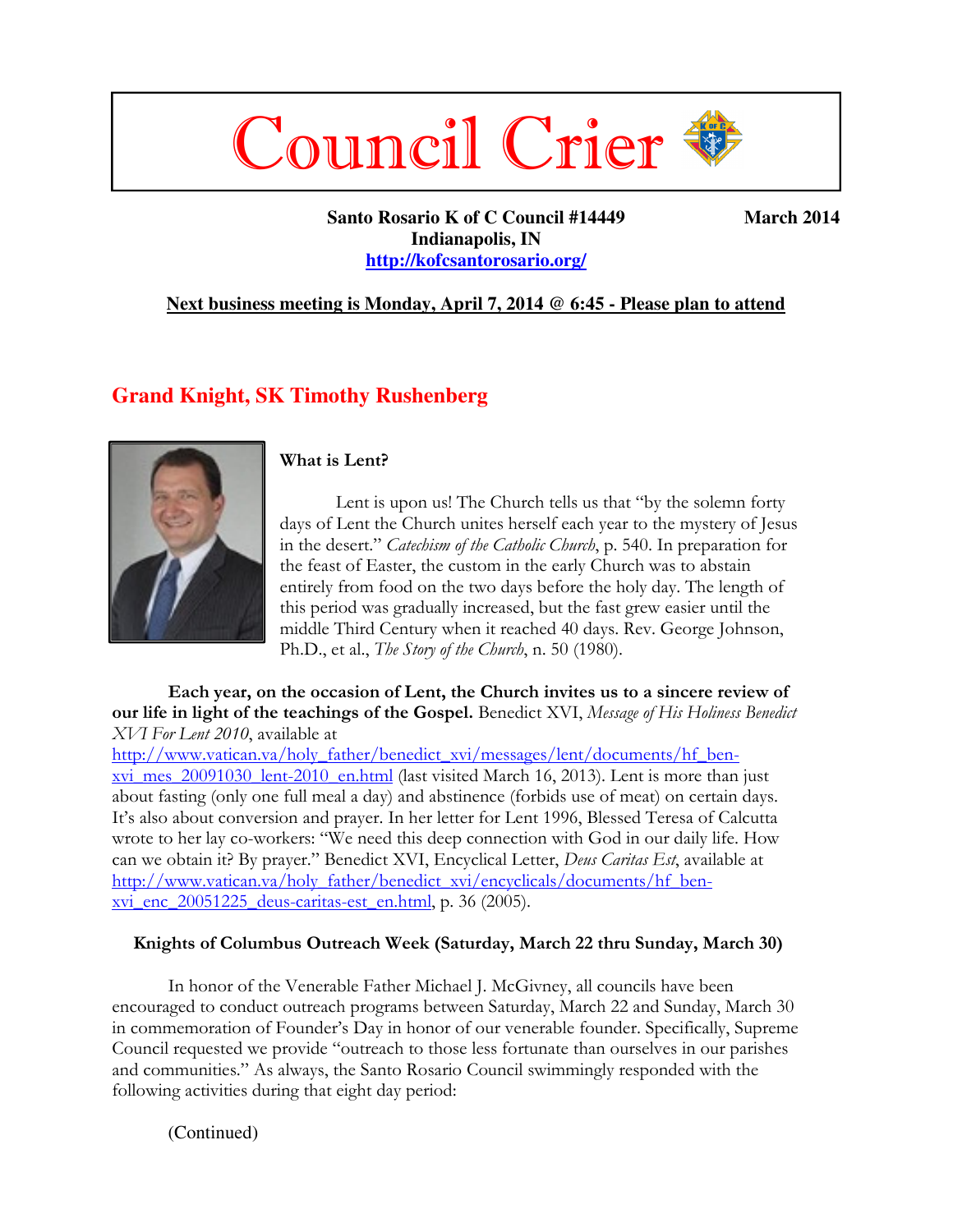# Council Crier

**Santo Rosario K of C Council #14449** **March 2014**
**Indianapolis, IN**
**http://kofcsantorosario.org/**

**Next business meeting is Monday, April 7, 2014 @ 6:45 - Please plan to attend**

## Grand Knight, SK Timothy Rushenberg

**What is Lent?**

Lent is upon us! The Church tells us that "by the solemn forty days of Lent the Church unites herself each year to the mystery of Jesus in the desert." *Catechism of the Catholic Church*, p. 540. In preparation for the feast of Easter, the custom in the early Church was to abstain entirely from food on the two days before the holy day. The length of this period was gradually increased, but the fast grew easier until the middle Third Century when it reached 40 days. Rev. George Johnson, Ph.D., et al., *The Story of the Church*, n. 50 (1980).

**Each year, on the occasion of Lent, the Church invites us to a sincere review of our life in light of the teachings of the Gospel.** Benedict XVI, *Message of His Holiness Benedict XVI For Lent 2010*, available at http://www.vatican.va/holy_father/benedict_xvi/messages/lent/documents/hf_ben-xvi_mes_20091030_lent-2010_en.html (last visited March 16, 2013). Lent is more than just about fasting (only one full meal a day) and abstinence (forbids use of meat) on certain days. It's also about conversion and prayer. In her letter for Lent 1996, Blessed Teresa of Calcutta wrote to her lay co-workers: "We need this deep connection with God in our daily life. How can we obtain it? By prayer." Benedict XVI, Encyclical Letter, *Deus Caritas Est*, available at http://www.vatican.va/holy_father/benedict_xvi/encyclicals/documents/hf_ben-xvi_enc_20051225_deus-caritas-est_en.html, p. 36 (2005).

**Knights of Columbus Outreach Week (Saturday, March 22 thru Sunday, March 30)**

In honor of the Venerable Father Michael J. McGivney, all councils have been encouraged to conduct outreach programs between Saturday, March 22 and Sunday, March 30 in commemoration of Founder's Day in honor of our venerable founder. Specifically, Supreme Council requested we provide "outreach to those less fortunate than ourselves in our parishes and communities." As always, the Santo Rosario Council swimmingly responded with the following activities during that eight day period:

(Continued)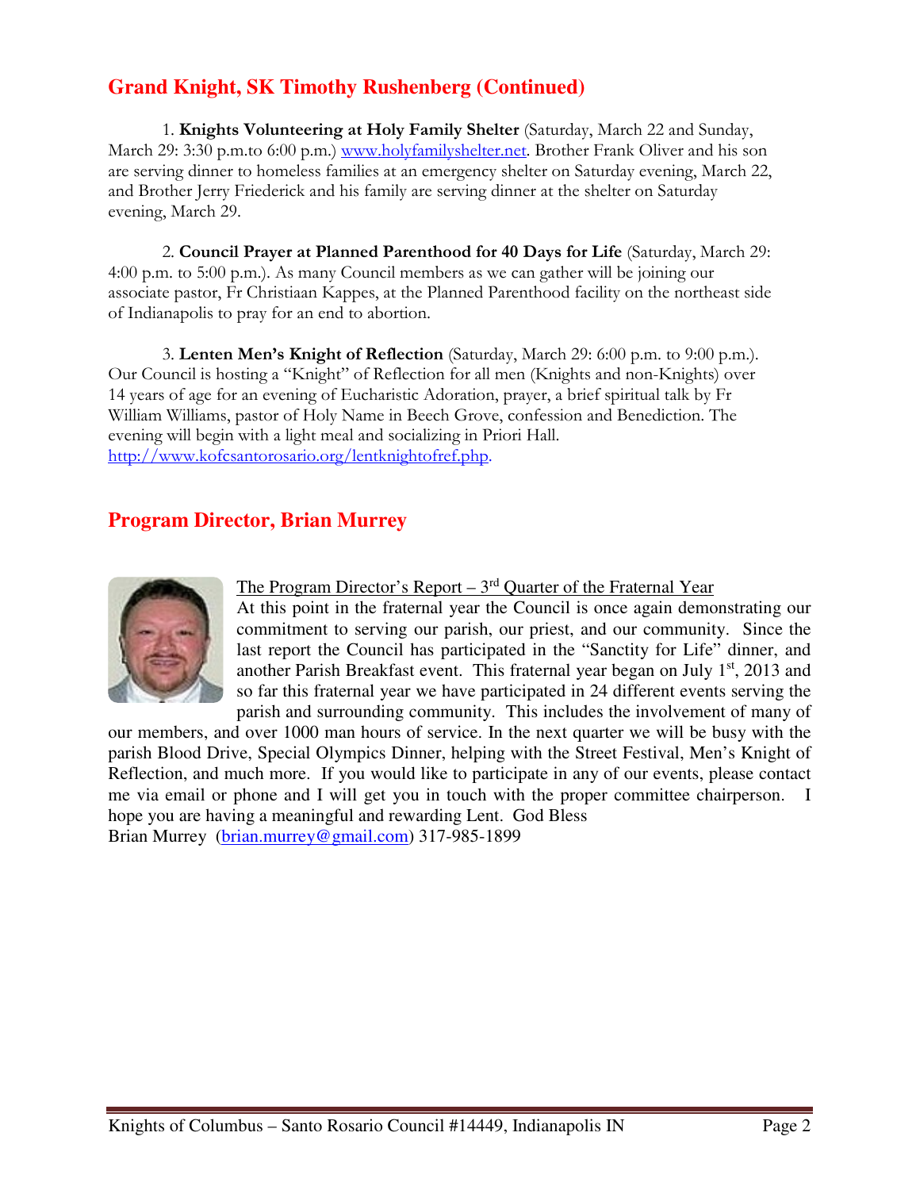## Grand Knight, SK Timothy Rushenberg (Continued)

1. **Knights Volunteering at Holy Family Shelter** (Saturday, March 22 and Sunday, March 29: 3:30 p.m.to 6:00 p.m.) www.holyfamilyshelter.net. Brother Frank Oliver and his son are serving dinner to homeless families at an emergency shelter on Saturday evening, March 22, and Brother Jerry Friederick and his family are serving dinner at the shelter on Saturday evening, March 29.

2. **Council Prayer at Planned Parenthood for 40 Days for Life** (Saturday, March 29: 4:00 p.m. to 5:00 p.m.). As many Council members as we can gather will be joining our associate pastor, Fr Christiaan Kappes, at the Planned Parenthood facility on the northeast side of Indianapolis to pray for an end to abortion.

3. **Lenten Men's Knight of Reflection** (Saturday, March 29: 6:00 p.m. to 9:00 p.m.). Our Council is hosting a "Knight" of Reflection for all men (Knights and non-Knights) over 14 years of age for an evening of Eucharistic Adoration, prayer, a brief spiritual talk by Fr William Williams, pastor of Holy Name in Beech Grove, confession and Benediction. The evening will begin with a light meal and socializing in Priori Hall. http://www.kofcsantorosario.org/lentknightofref.php.

## Program Director, Brian Murrey

The Program Director's Report – 3rd Quarter of the Fraternal Year

At this point in the fraternal year the Council is once again demonstrating our commitment to serving our parish, our priest, and our community. Since the last report the Council has participated in the "Sanctity for Life" dinner, and another Parish Breakfast event. This fraternal year began on July 1st, 2013 and so far this fraternal year we have participated in 24 different events serving the parish and surrounding community. This includes the involvement of many of our members, and over 1000 man hours of service. In the next quarter we will be busy with the parish Blood Drive, Special Olympics Dinner, helping with the Street Festival, Men's Knight of Reflection, and much more. If you would like to participate in any of our events, please contact me via email or phone and I will get you in touch with the proper committee chairperson. I hope you are having a meaningful and rewarding Lent. God Bless

Brian Murrey (brian.murrey@gmail.com) 317-985-1899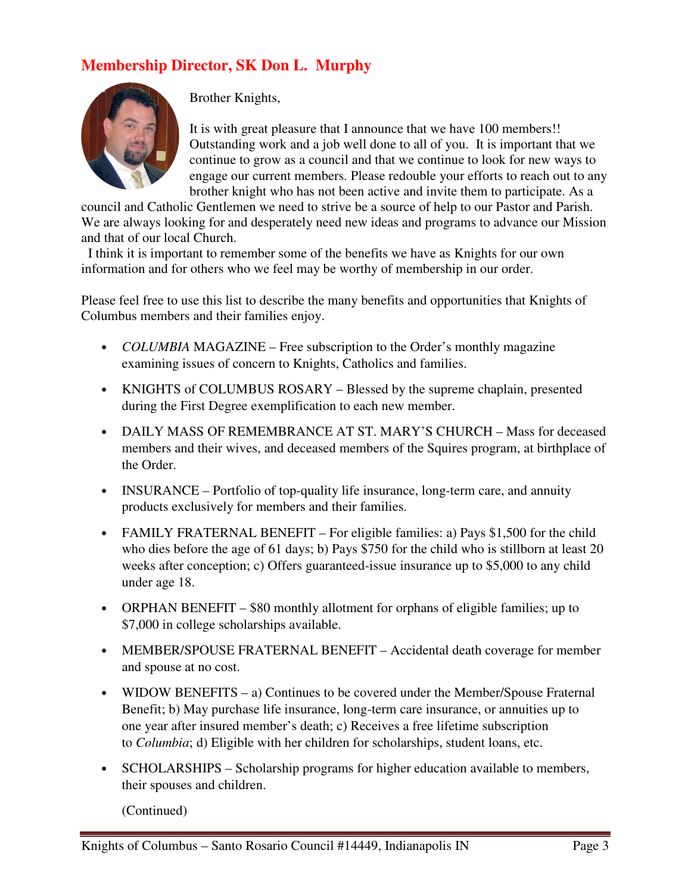## Membership Director, SK Don L. Murphy

Brother Knights,

It is with great pleasure that I announce that we have 100 members!! Outstanding work and a job well done to all of you. It is important that we continue to grow as a council and that we continue to look for new ways to engage our current members. Please redouble your efforts to reach out to any brother knight who has not been active and invite them to participate. As a council and Catholic Gentlemen we need to strive be a source of help to our Pastor and Parish. We are always looking for and desperately need new ideas and programs to advance our Mission and that of our local Church.

I think it is important to remember some of the benefits we have as Knights for our own information and for others who we feel may be worthy of membership in our order.

Please feel free to use this list to describe the many benefits and opportunities that Knights of Columbus members and their families enjoy.

- *COLUMBIA* MAGAZINE – Free subscription to the Order's monthly magazine examining issues of concern to Knights, Catholics and families.
- KNIGHTS of COLUMBUS ROSARY – Blessed by the supreme chaplain, presented during the First Degree exemplification to each new member.
- DAILY MASS OF REMEMBRANCE AT ST. MARY'S CHURCH – Mass for deceased members and their wives, and deceased members of the Squires program, at birthplace of the Order.
- INSURANCE – Portfolio of top-quality life insurance, long-term care, and annuity products exclusively for members and their families.
- FAMILY FRATERNAL BENEFIT – For eligible families: a) Pays $1,500 for the child who dies before the age of 61 days; b) Pays $750 for the child who is stillborn at least 20 weeks after conception; c) Offers guaranteed-issue insurance up to $5,000 to any child under age 18.
- ORPHAN BENEFIT – $80 monthly allotment for orphans of eligible families; up to $7,000 in college scholarships available.
- MEMBER/SPOUSE FRATERNAL BENEFIT – Accidental death coverage for member and spouse at no cost.
- WIDOW BENEFITS – a) Continues to be covered under the Member/Spouse Fraternal Benefit; b) May purchase life insurance, long-term care insurance, or annuities up to one year after insured member's death; c) Receives a free lifetime subscription to *Columbia*; d) Eligible with her children for scholarships, student loans, etc.
- SCHOLARSHIPS – Scholarship programs for higher education available to members, their spouses and children.

(Continued)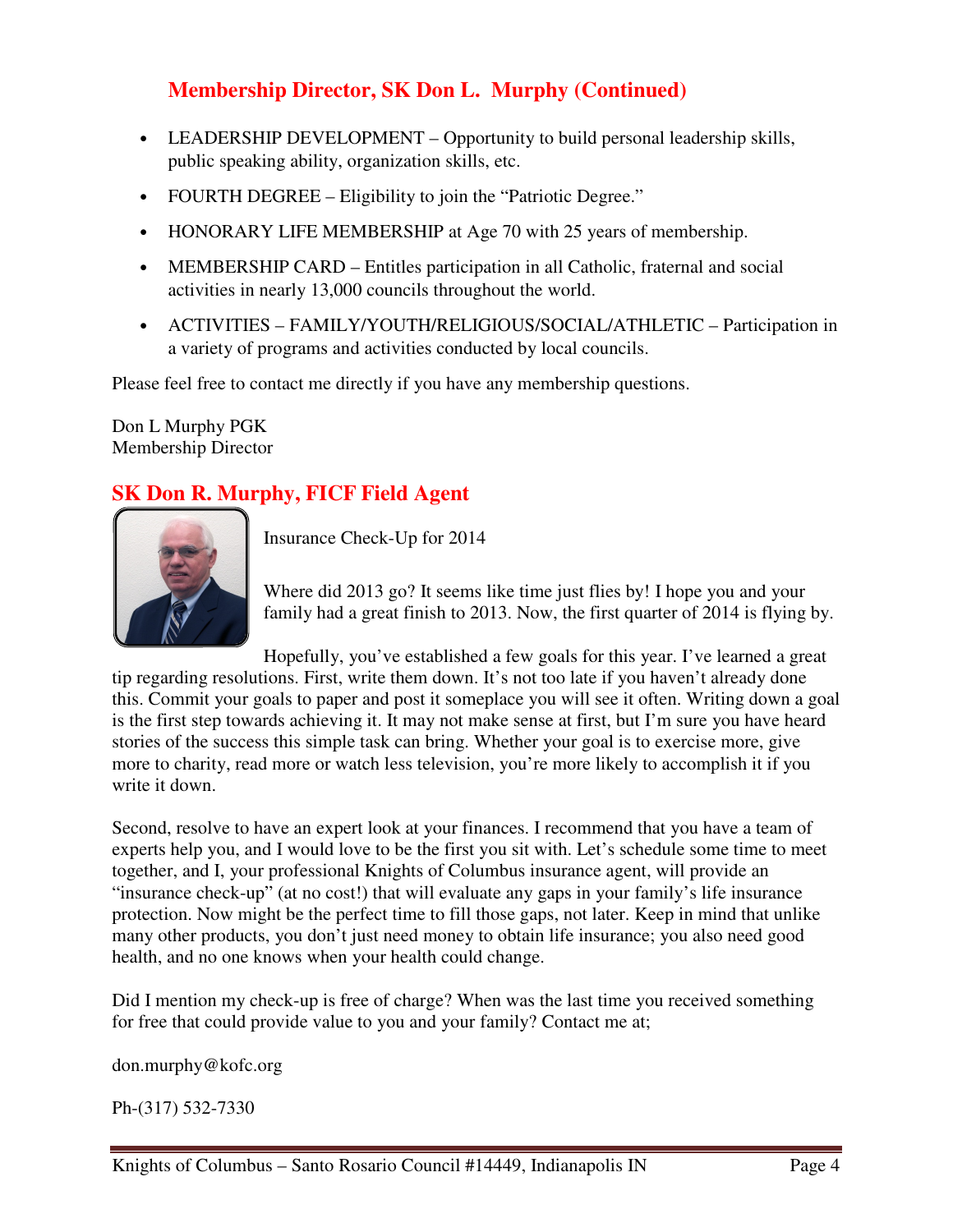## Membership Director, SK Don L. Murphy (Continued)

- LEADERSHIP DEVELOPMENT – Opportunity to build personal leadership skills, public speaking ability, organization skills, etc.
- FOURTH DEGREE – Eligibility to join the "Patriotic Degree."
- HONORARY LIFE MEMBERSHIP at Age 70 with 25 years of membership.
- MEMBERSHIP CARD – Entitles participation in all Catholic, fraternal and social activities in nearly 13,000 councils throughout the world.
- ACTIVITIES – FAMILY/YOUTH/RELIGIOUS/SOCIAL/ATHLETIC – Participation in a variety of programs and activities conducted by local councils.

Please feel free to contact me directly if you have any membership questions.

Don L Murphy PGK
Membership Director

## SK Don R. Murphy, FICF Field Agent

Insurance Check-Up for 2014

Where did 2013 go? It seems like time just flies by! I hope you and your family had a great finish to 2013. Now, the first quarter of 2014 is flying by.

Hopefully, you've established a few goals for this year. I've learned a great tip regarding resolutions. First, write them down. It's not too late if you haven't already done this. Commit your goals to paper and post it someplace you will see it often. Writing down a goal is the first step towards achieving it. It may not make sense at first, but I'm sure you have heard stories of the success this simple task can bring. Whether your goal is to exercise more, give more to charity, read more or watch less television, you're more likely to accomplish it if you write it down.

Second, resolve to have an expert look at your finances. I recommend that you have a team of experts help you, and I would love to be the first you sit with. Let's schedule some time to meet together, and I, your professional Knights of Columbus insurance agent, will provide an "insurance check-up" (at no cost!) that will evaluate any gaps in your family's life insurance protection. Now might be the perfect time to fill those gaps, not later. Keep in mind that unlike many other products, you don't just need money to obtain life insurance; you also need good health, and no one knows when your health could change.

Did I mention my check-up is free of charge? When was the last time you received something for free that could provide value to you and your family? Contact me at;

don.murphy@kofc.org

Ph-(317) 532-7330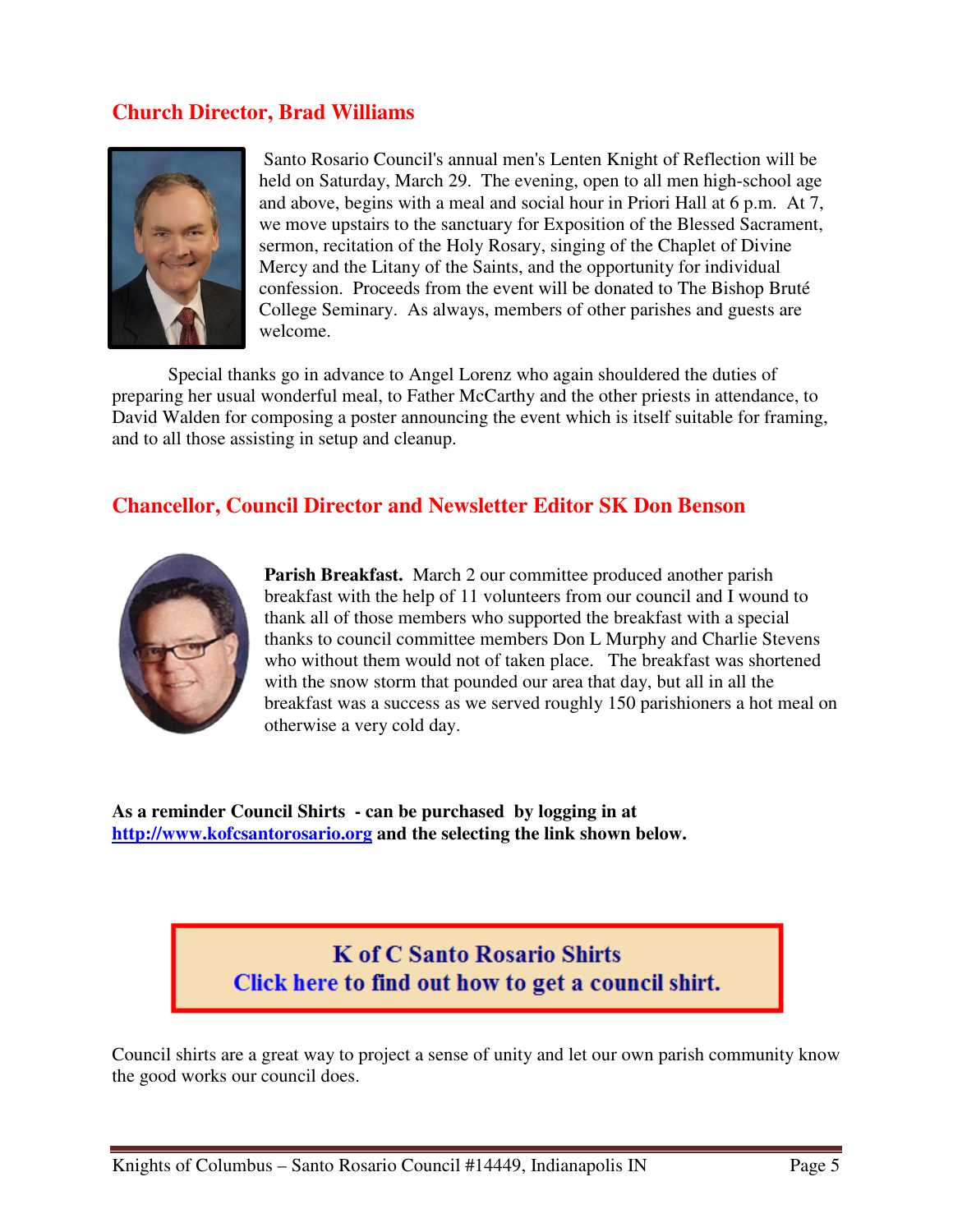## Church Director, Brad Williams

Santo Rosario Council's annual men's Lenten Knight of Reflection will be held on Saturday, March 29. The evening, open to all men high-school age and above, begins with a meal and social hour in Priori Hall at 6 p.m. At 7, we move upstairs to the sanctuary for Exposition of the Blessed Sacrament, sermon, recitation of the Holy Rosary, singing of the Chaplet of Divine Mercy and the Litany of the Saints, and the opportunity for individual confession. Proceeds from the event will be donated to The Bishop Bruté College Seminary. As always, members of other parishes and guests are welcome.

Special thanks go in advance to Angel Lorenz who again shouldered the duties of preparing her usual wonderful meal, to Father McCarthy and the other priests in attendance, to David Walden for composing a poster announcing the event which is itself suitable for framing, and to all those assisting in setup and cleanup.

## Chancellor, Council Director and Newsletter Editor SK Don Benson

**Parish Breakfast.** March 2 our committee produced another parish breakfast with the help of 11 volunteers from our council and I wound to thank all of those members who supported the breakfast with a special thanks to council committee members Don L Murphy and Charlie Stevens who without them would not of taken place. The breakfast was shortened with the snow storm that pounded our area that day, but all in all the breakfast was a success as we served roughly 150 parishioners a hot meal on otherwise a very cold day.

**As a reminder Council Shirts - can be purchased by logging in at http://www.kofcsantorosario.org and the selecting the link shown below.**

**K of C Santo Rosario Shirts**
**Click here to find out how to get a council shirt.**

Council shirts are a great way to project a sense of unity and let our own parish community know the good works our council does.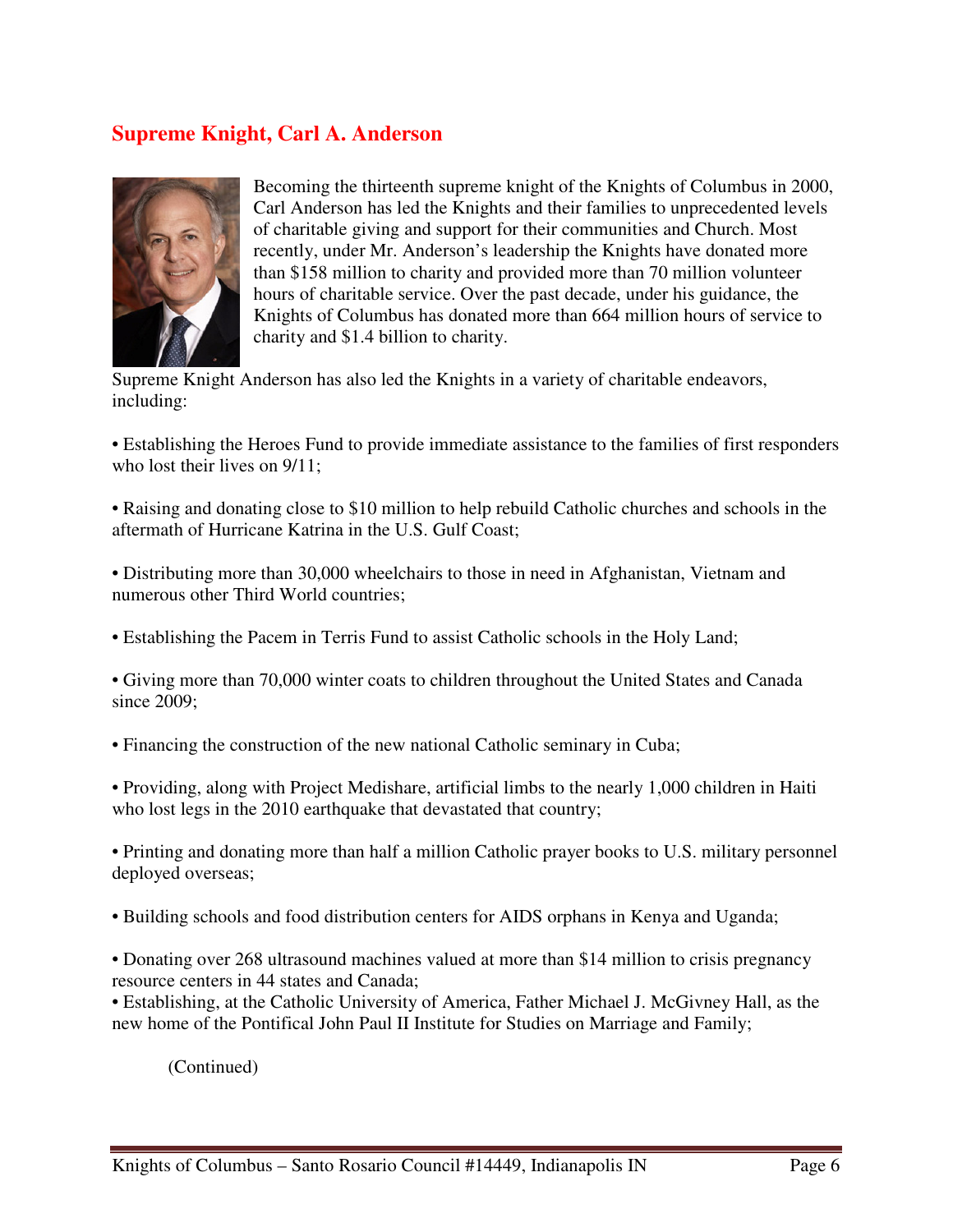## Supreme Knight, Carl A. Anderson

Becoming the thirteenth supreme knight of the Knights of Columbus in 2000, Carl Anderson has led the Knights and their families to unprecedented levels of charitable giving and support for their communities and Church. Most recently, under Mr. Anderson's leadership the Knights have donated more than $158 million to charity and provided more than 70 million volunteer hours of charitable service. Over the past decade, under his guidance, the Knights of Columbus has donated more than 664 million hours of service to charity and $1.4 billion to charity.

Supreme Knight Anderson has also led the Knights in a variety of charitable endeavors, including:

- Establishing the Heroes Fund to provide immediate assistance to the families of first responders who lost their lives on 9/11;

- Raising and donating close to $10 million to help rebuild Catholic churches and schools in the aftermath of Hurricane Katrina in the U.S. Gulf Coast;

- Distributing more than 30,000 wheelchairs to those in need in Afghanistan, Vietnam and numerous other Third World countries;

- Establishing the Pacem in Terris Fund to assist Catholic schools in the Holy Land;

- Giving more than 70,000 winter coats to children throughout the United States and Canada since 2009;

- Financing the construction of the new national Catholic seminary in Cuba;

- Providing, along with Project Medishare, artificial limbs to the nearly 1,000 children in Haiti who lost legs in the 2010 earthquake that devastated that country;

- Printing and donating more than half a million Catholic prayer books to U.S. military personnel deployed overseas;

- Building schools and food distribution centers for AIDS orphans in Kenya and Uganda;

- Donating over 268 ultrasound machines valued at more than $14 million to crisis pregnancy resource centers in 44 states and Canada;
- Establishing, at the Catholic University of America, Father Michael J. McGivney Hall, as the new home of the Pontifical John Paul II Institute for Studies on Marriage and Family;

(Continued)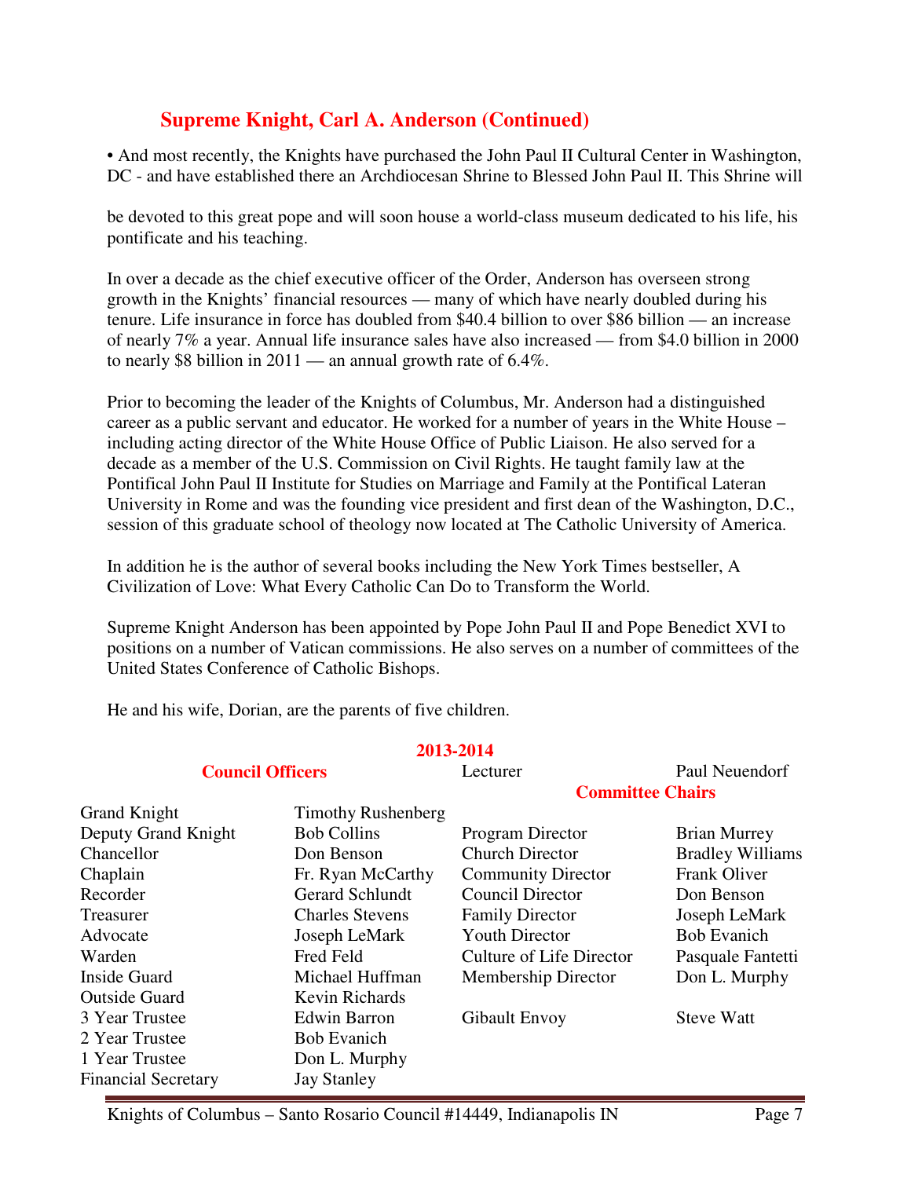## Supreme Knight, Carl A. Anderson (Continued)

• And most recently, the Knights have purchased the John Paul II Cultural Center in Washington, DC - and have established there an Archdiocesan Shrine to Blessed John Paul II. This Shrine will be devoted to this great pope and will soon house a world-class museum dedicated to his life, his pontificate and his teaching.

In over a decade as the chief executive officer of the Order, Anderson has overseen strong growth in the Knights' financial resources — many of which have nearly doubled during his tenure. Life insurance in force has doubled from $40.4 billion to over $86 billion — an increase of nearly 7% a year. Annual life insurance sales have also increased — from $4.0 billion in 2000 to nearly $8 billion in 2011 — an annual growth rate of 6.4%.

Prior to becoming the leader of the Knights of Columbus, Mr. Anderson had a distinguished career as a public servant and educator. He worked for a number of years in the White House – including acting director of the White House Office of Public Liaison. He also served for a decade as a member of the U.S. Commission on Civil Rights. He taught family law at the Pontifical John Paul II Institute for Studies on Marriage and Family at the Pontifical Lateran University in Rome and was the founding vice president and first dean of the Washington, D.C., session of this graduate school of theology now located at The Catholic University of America.

In addition he is the author of several books including the New York Times bestseller, A Civilization of Love: What Every Catholic Can Do to Transform the World.

Supreme Knight Anderson has been appointed by Pope John Paul II and Pope Benedict XVI to positions on a number of Vatican commissions. He also serves on a number of committees of the United States Conference of Catholic Bishops.

He and his wife, Dorian, are the parents of five children.

## 2013-2014

### Council Officers

| | |
|---|---|
| Grand Knight | Timothy Rushenberg |
| Deputy Grand Knight | Bob Collins |
| Chancellor | Don Benson |
| Chaplain | Fr. Ryan McCarthy |
| Recorder | Gerard Schlundt |
| Treasurer | Charles Stevens |
| Advocate | Joseph LeMark |
| Warden | Fred Feld |
| Inside Guard | Michael Huffman |
| Outside Guard | Kevin Richards |
| 3 Year Trustee | Edwin Barron |
| 2 Year Trustee | Bob Evanich |
| 1 Year Trustee | Don L. Murphy |
| Financial Secretary | Jay Stanley |
| Lecturer | Paul Neuendorf |

### Committee Chairs

| | |
|---|---|
| Program Director | Brian Murrey |
| Church Director | Bradley Williams |
| Community Director | Frank Oliver |
| Council Director | Don Benson |
| Family Director | Joseph LeMark |
| Youth Director | Bob Evanich |
| Culture of Life Director | Pasquale Fantetti |
| Membership Director | Don L. Murphy |
| Gibault Envoy | Steve Watt |